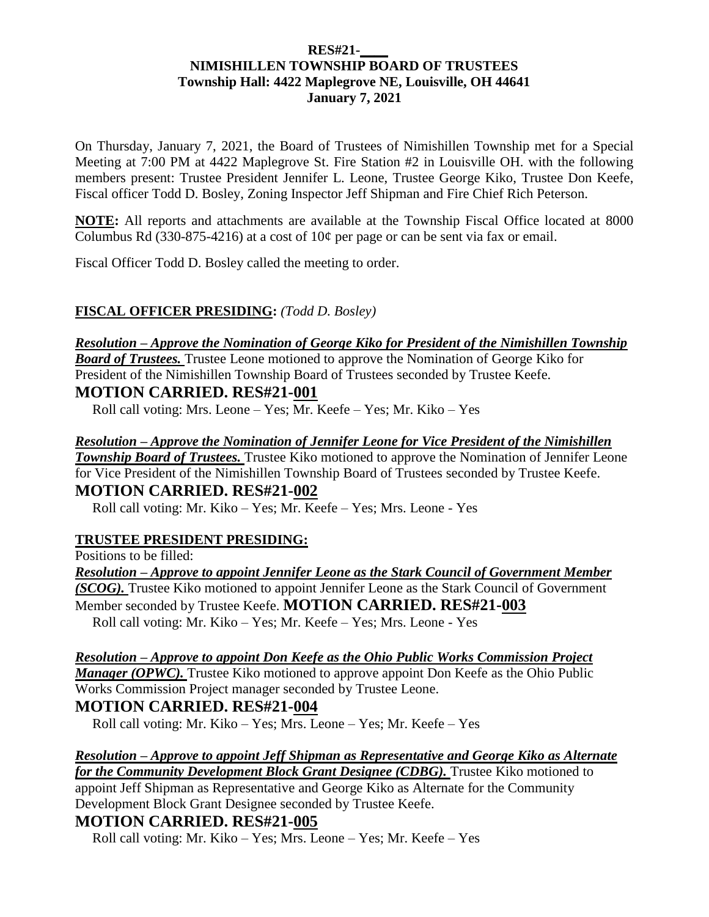**RES#21-\_\_\_\_**
**NIMISHILLEN TOWNSHIP BOARD OF TRUSTEES**
**Township Hall: 4422 Maplegrove NE, Louisville, OH 44641**
**January 7, 2021**

On Thursday, January 7, 2021, the Board of Trustees of Nimishillen Township met for a Special Meeting at 7:00 PM at 4422 Maplegrove St. Fire Station #2 in Louisville OH. with the following members present: Trustee President Jennifer L. Leone, Trustee George Kiko, Trustee Don Keefe, Fiscal officer Todd D. Bosley, Zoning Inspector Jeff Shipman and Fire Chief Rich Peterson.

**NOTE:** All reports and attachments are available at the Township Fiscal Office located at 8000 Columbus Rd (330-875-4216) at a cost of 10¢ per page or can be sent via fax or email.

Fiscal Officer Todd D. Bosley called the meeting to order.

**FISCAL OFFICER PRESIDING:** *(Todd D. Bosley)*

***Resolution – Approve the Nomination of George Kiko for President of the Nimishillen Township Board of Trustees.*** Trustee Leone motioned to approve the Nomination of George Kiko for President of the Nimishillen Township Board of Trustees seconded by Trustee Keefe.

**MOTION CARRIED. RES#21-001**

Roll call voting: Mrs. Leone – Yes; Mr. Keefe – Yes; Mr. Kiko – Yes

***Resolution – Approve the Nomination of Jennifer Leone for Vice President of the Nimishillen Township Board of Trustees.*** Trustee Kiko motioned to approve the Nomination of Jennifer Leone for Vice President of the Nimishillen Township Board of Trustees seconded by Trustee Keefe.

**MOTION CARRIED. RES#21-002**

Roll call voting: Mr. Kiko – Yes; Mr. Keefe – Yes; Mrs. Leone - Yes

**TRUSTEE PRESIDENT PRESIDING:**

Positions to be filled:

***Resolution – Approve to appoint Jennifer Leone as the Stark Council of Government Member (SCOG).*** Trustee Kiko motioned to appoint Jennifer Leone as the Stark Council of Government Member seconded by Trustee Keefe. **MOTION CARRIED. RES#21-003**

Roll call voting: Mr. Kiko – Yes; Mr. Keefe – Yes; Mrs. Leone - Yes

***Resolution – Approve to appoint Don Keefe as the Ohio Public Works Commission Project Manager (OPWC).*** Trustee Kiko motioned to approve appoint Don Keefe as the Ohio Public Works Commission Project manager seconded by Trustee Leone.

**MOTION CARRIED. RES#21-004**

Roll call voting: Mr. Kiko – Yes; Mrs. Leone – Yes; Mr. Keefe – Yes

***Resolution – Approve to appoint Jeff Shipman as Representative and George Kiko as Alternate for the Community Development Block Grant Designee (CDBG).*** Trustee Kiko motioned to appoint Jeff Shipman as Representative and George Kiko as Alternate for the Community Development Block Grant Designee seconded by Trustee Keefe.

**MOTION CARRIED. RES#21-005**

Roll call voting: Mr. Kiko – Yes; Mrs. Leone – Yes; Mr. Keefe – Yes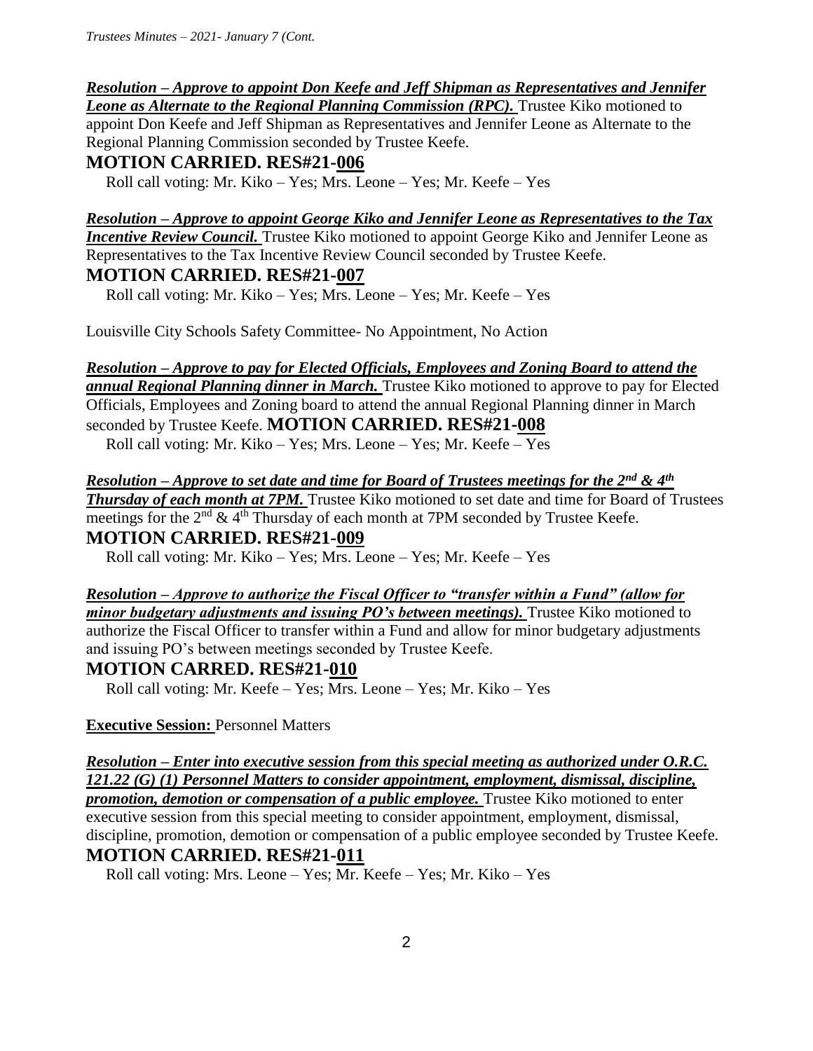***Resolution – Approve to appoint Don Keefe and Jeff Shipman as Representatives and Jennifer Leone as Alternate to the Regional Planning Commission (RPC).*** Trustee Kiko motioned to appoint Don Keefe and Jeff Shipman as Representatives and Jennifer Leone as Alternate to the Regional Planning Commission seconded by Trustee Keefe.

**MOTION CARRIED. RES#21-006**

Roll call voting: Mr. Kiko – Yes; Mrs. Leone – Yes; Mr. Keefe – Yes

***Resolution – Approve to appoint George Kiko and Jennifer Leone as Representatives to the Tax Incentive Review Council.*** Trustee Kiko motioned to appoint George Kiko and Jennifer Leone as Representatives to the Tax Incentive Review Council seconded by Trustee Keefe.

**MOTION CARRIED. RES#21-007**

Roll call voting: Mr. Kiko – Yes; Mrs. Leone – Yes; Mr. Keefe – Yes

Louisville City Schools Safety Committee- No Appointment, No Action

***Resolution – Approve to pay for Elected Officials, Employees and Zoning Board to attend the annual Regional Planning dinner in March.*** Trustee Kiko motioned to approve to pay for Elected Officials, Employees and Zoning board to attend the annual Regional Planning dinner in March seconded by Trustee Keefe. **MOTION CARRIED. RES#21-008**

Roll call voting: Mr. Kiko – Yes; Mrs. Leone – Yes; Mr. Keefe – Yes

***Resolution – Approve to set date and time for Board of Trustees meetings for the 2nd & 4th Thursday of each month at 7PM.*** Trustee Kiko motioned to set date and time for Board of Trustees meetings for the 2nd & 4th Thursday of each month at 7PM seconded by Trustee Keefe.

**MOTION CARRIED. RES#21-009**

Roll call voting: Mr. Kiko – Yes; Mrs. Leone – Yes; Mr. Keefe – Yes

***Resolution – Approve to authorize the Fiscal Officer to "transfer within a Fund" (allow for minor budgetary adjustments and issuing PO's between meetings).*** Trustee Kiko motioned to authorize the Fiscal Officer to transfer within a Fund and allow for minor budgetary adjustments and issuing PO's between meetings seconded by Trustee Keefe.

**MOTION CARRED. RES#21-010**

Roll call voting: Mr. Keefe – Yes; Mrs. Leone – Yes; Mr. Kiko – Yes

**Executive Session:** Personnel Matters

***Resolution – Enter into executive session from this special meeting as authorized under O.R.C. 121.22 (G) (1) Personnel Matters to consider appointment, employment, dismissal, discipline, promotion, demotion or compensation of a public employee.*** Trustee Kiko motioned to enter executive session from this special meeting to consider appointment, employment, dismissal, discipline, promotion, demotion or compensation of a public employee seconded by Trustee Keefe.

**MOTION CARRIED. RES#21-011**

Roll call voting: Mrs. Leone – Yes; Mr. Keefe – Yes; Mr. Kiko – Yes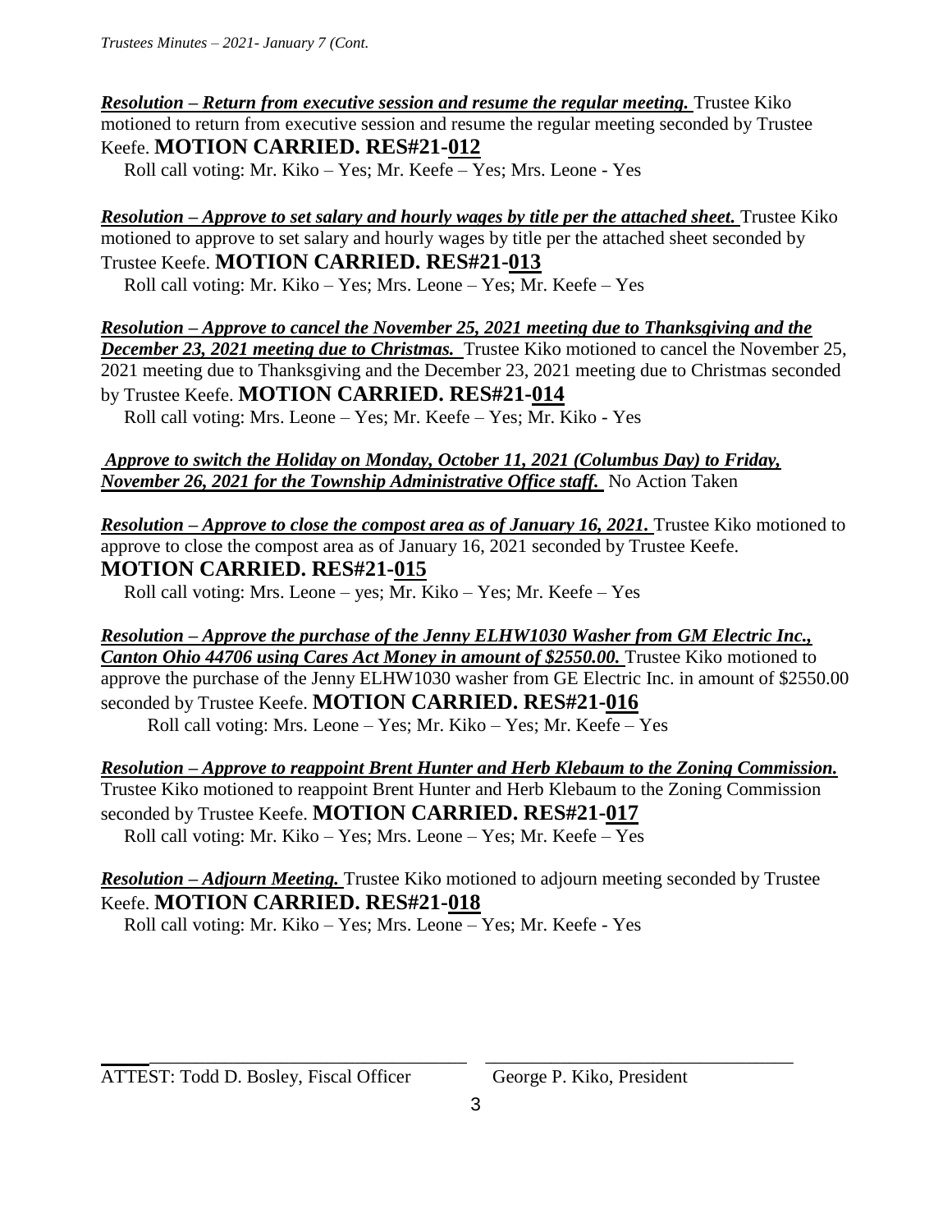***Resolution – Return from executive session and resume the regular meeting.*** Trustee Kiko motioned to return from executive session and resume the regular meeting seconded by Trustee Keefe. **MOTION CARRIED. RES#21-012**

Roll call voting: Mr. Kiko – Yes; Mr. Keefe – Yes; Mrs. Leone - Yes

***Resolution – Approve to set salary and hourly wages by title per the attached sheet.*** Trustee Kiko motioned to approve to set salary and hourly wages by title per the attached sheet seconded by Trustee Keefe. **MOTION CARRIED. RES#21-013**

Roll call voting: Mr. Kiko – Yes; Mrs. Leone – Yes; Mr. Keefe – Yes

***Resolution – Approve to cancel the November 25, 2021 meeting due to Thanksgiving and the December 23, 2021 meeting due to Christmas.*** Trustee Kiko motioned to cancel the November 25, 2021 meeting due to Thanksgiving and the December 23, 2021 meeting due to Christmas seconded by Trustee Keefe. **MOTION CARRIED. RES#21-014**

Roll call voting: Mrs. Leone – Yes; Mr. Keefe – Yes; Mr. Kiko - Yes

***Approve to switch the Holiday on Monday, October 11, 2021 (Columbus Day) to Friday, November 26, 2021 for the Township Administrative Office staff.*** No Action Taken

***Resolution – Approve to close the compost area as of January 16, 2021.*** Trustee Kiko motioned to approve to close the compost area as of January 16, 2021 seconded by Trustee Keefe. **MOTION CARRIED. RES#21-015**

Roll call voting: Mrs. Leone – yes; Mr. Kiko – Yes; Mr. Keefe – Yes

***Resolution – Approve the purchase of the Jenny ELHW1030 Washer from GM Electric Inc., Canton Ohio 44706 using Cares Act Money in amount of $2550.00.*** Trustee Kiko motioned to approve the purchase of the Jenny ELHW1030 washer from GE Electric Inc. in amount of $2550.00 seconded by Trustee Keefe. **MOTION CARRIED. RES#21-016**

Roll call voting: Mrs. Leone – Yes; Mr. Kiko – Yes; Mr. Keefe – Yes

***Resolution – Approve to reappoint Brent Hunter and Herb Klebaum to the Zoning Commission.*** Trustee Kiko motioned to reappoint Brent Hunter and Herb Klebaum to the Zoning Commission seconded by Trustee Keefe. **MOTION CARRIED. RES#21-017**

Roll call voting: Mr. Kiko – Yes; Mrs. Leone – Yes; Mr. Keefe – Yes

***Resolution – Adjourn Meeting.*** Trustee Kiko motioned to adjourn meeting seconded by Trustee Keefe. **MOTION CARRIED. RES#21-018**

Roll call voting: Mr. Kiko – Yes; Mrs. Leone – Yes; Mr. Keefe - Yes

\_\_\_\_\_\_\_\_\_\_\_\_\_\_\_\_\_\_\_\_\_\_\_\_\_\_\_\_\_\_\_\_\_\_\_\_ \_\_\_\_\_\_\_\_\_\_\_\_\_\_\_\_\_\_\_\_\_\_\_\_\_\_\_\_\_\_\_\_\_\_\_\_

ATTEST: Todd D. Bosley, Fiscal Officer George P. Kiko, President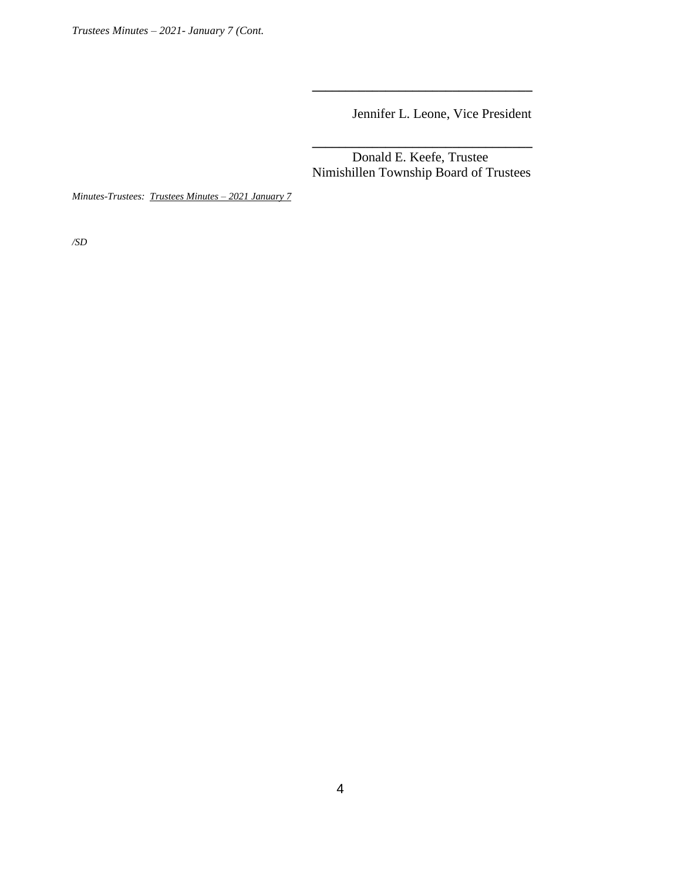\_\_\_\_\_\_\_\_\_\_\_\_\_\_\_\_\_\_\_\_\_\_\_\_\_\_\_\_\_\_\_\_

Jennifer L. Leone, Vice President

\_\_\_\_\_\_\_\_\_\_\_\_\_\_\_\_\_\_\_\_\_\_\_\_\_\_\_\_\_\_\_\_

Donald E. Keefe, Trustee
Nimishillen Township Board of Trustees

*Minutes-Trustees: <u>Trustees Minutes – 2021 January 7</u>*

*/SD*